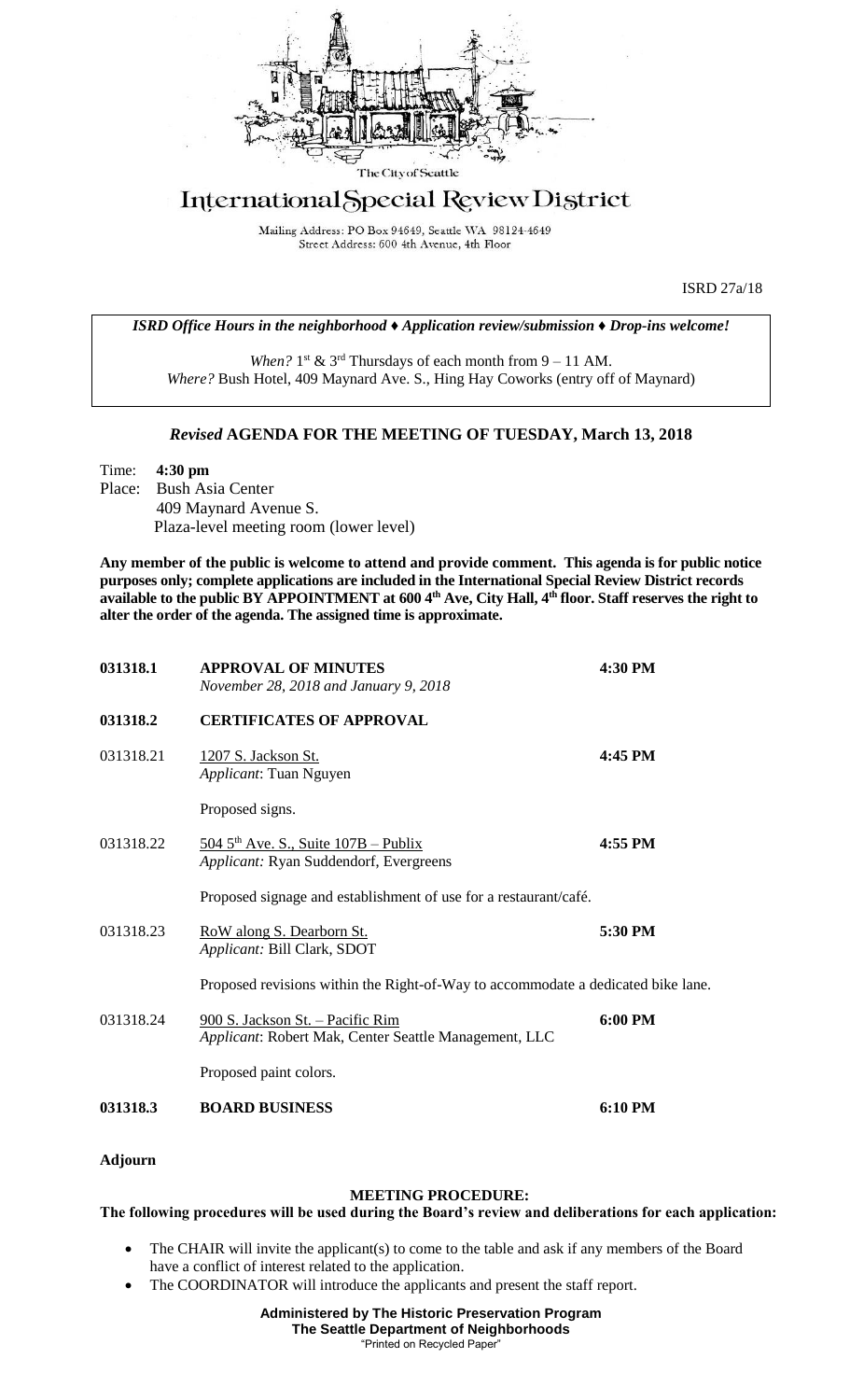The City of Seattle

# International Special Review District

Mailing Address: PO Box 94649, Seattle WA 98124-4649
Street Address: 600 4th Avenue, 4th Floor

ISRD 27a/18

*ISRD Office Hours in the neighborhood ♦ Application review/submission ♦ Drop-ins welcome!*

*When?* 1st & 3rd Thursdays of each month from 9 – 11 AM.
*Where?* Bush Hotel, 409 Maynard Ave. S., Hing Hay Coworks (entry off of Maynard)

## *Revised* AGENDA FOR THE MEETING OF TUESDAY, March 13, 2018

Time: **4:30 pm**
Place: Bush Asia Center
409 Maynard Avenue S.
Plaza-level meeting room (lower level)

**Any member of the public is welcome to attend and provide comment. This agenda is for public notice purposes only; complete applications are included in the International Special Review District records available to the public BY APPOINTMENT at 600 4th Ave, City Hall, 4th floor. Staff reserves the right to alter the order of the agenda. The assigned time is approximate.**

**031318.1** **APPROVAL OF MINUTES** **4:30 PM**
*November 28, 2018 and January 9, 2018*

**031318.2** **CERTIFICATES OF APPROVAL**

031318.21 1207 S. Jackson St. **4:45 PM**
*Applicant*: Tuan Nguyen

Proposed signs.

031318.22 504 5th Ave. S., Suite 107B – Publix **4:55 PM**
*Applicant:* Ryan Suddendorf, Evergreens

Proposed signage and establishment of use for a restaurant/café.

031318.23 RoW along S. Dearborn St. **5:30 PM**
*Applicant:* Bill Clark, SDOT

Proposed revisions within the Right-of-Way to accommodate a dedicated bike lane.

031318.24 900 S. Jackson St. – Pacific Rim **6:00 PM**
*Applicant*: Robert Mak, Center Seattle Management, LLC

Proposed paint colors.

**031318.3** **BOARD BUSINESS** **6:10 PM**

**Adjourn**

### MEETING PROCEDURE:

**The following procedures will be used during the Board's review and deliberations for each application:**

- The CHAIR will invite the applicant(s) to come to the table and ask if any members of the Board have a conflict of interest related to the application.
- The COORDINATOR will introduce the applicants and present the staff report.

**Administered by The Historic Preservation Program**
**The Seattle Department of Neighborhoods**
"Printed on Recycled Paper"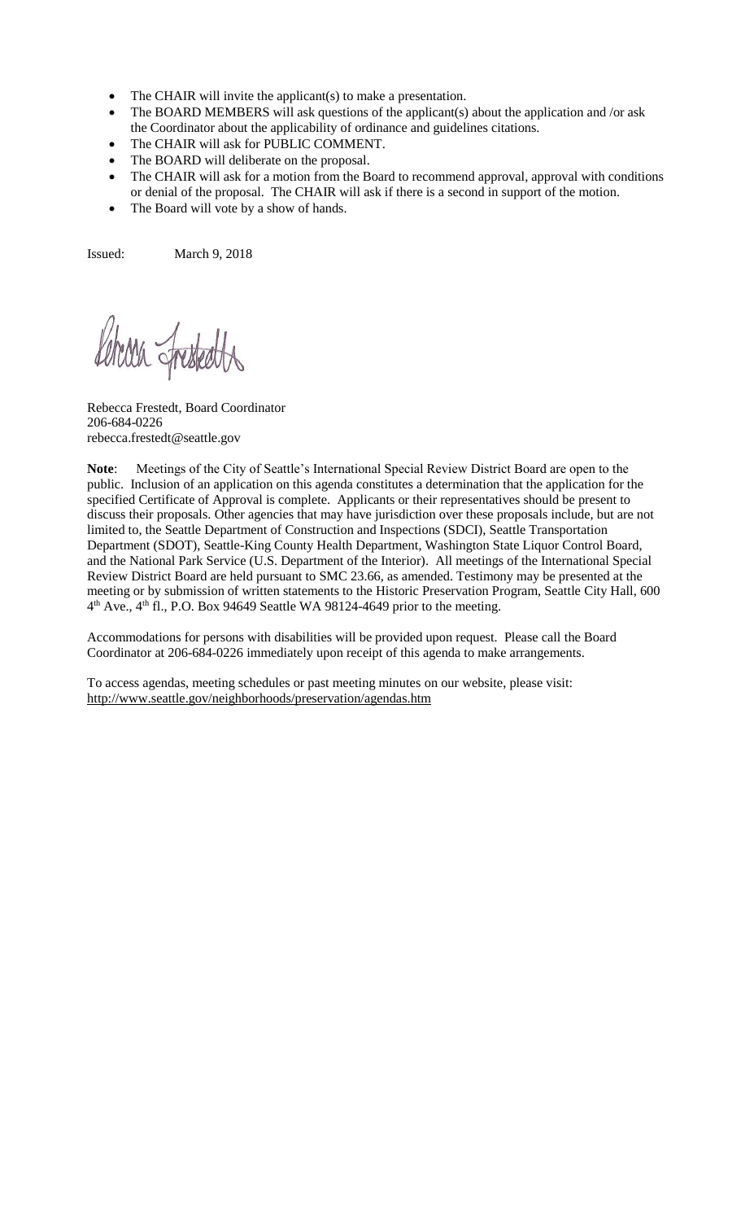- The CHAIR will invite the applicant(s) to make a presentation.
- The BOARD MEMBERS will ask questions of the applicant(s) about the application and /or ask the Coordinator about the applicability of ordinance and guidelines citations.
- The CHAIR will ask for PUBLIC COMMENT.
- The BOARD will deliberate on the proposal.
- The CHAIR will ask for a motion from the Board to recommend approval, approval with conditions or denial of the proposal. The CHAIR will ask if there is a second in support of the motion.
- The Board will vote by a show of hands.

Issued: March 9, 2018

Rebecca Frestedt, Board Coordinator
206-684-0226
rebecca.frestedt@seattle.gov

**Note**: Meetings of the City of Seattle's International Special Review District Board are open to the public. Inclusion of an application on this agenda constitutes a determination that the application for the specified Certificate of Approval is complete. Applicants or their representatives should be present to discuss their proposals. Other agencies that may have jurisdiction over these proposals include, but are not limited to, the Seattle Department of Construction and Inspections (SDCI), Seattle Transportation Department (SDOT), Seattle-King County Health Department, Washington State Liquor Control Board, and the National Park Service (U.S. Department of the Interior). All meetings of the International Special Review District Board are held pursuant to SMC 23.66, as amended. Testimony may be presented at the meeting or by submission of written statements to the Historic Preservation Program, Seattle City Hall, 600 4th Ave., 4th fl., P.O. Box 94649 Seattle WA 98124-4649 prior to the meeting.

Accommodations for persons with disabilities will be provided upon request. Please call the Board Coordinator at 206-684-0226 immediately upon receipt of this agenda to make arrangements.

To access agendas, meeting schedules or past meeting minutes on our website, please visit: http://www.seattle.gov/neighborhoods/preservation/agendas.htm